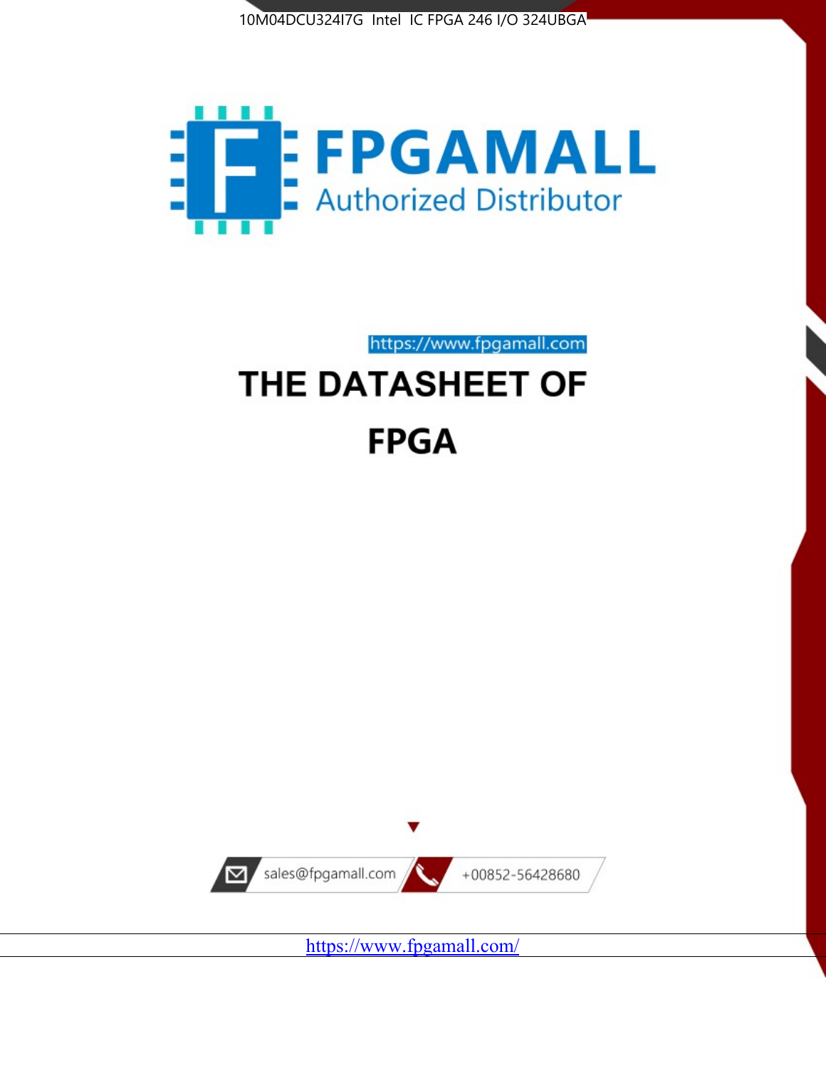10M04DCU324I7G Intel IC FPGA 246 I/O 324UBGA

FPGAMALL

Authorized Distributor

https://www.fpgamall.com

# THE DATASHEET OF

# FPGA

sales@fpgamall.com

+00852-56428680

https://www.fpgamall.com/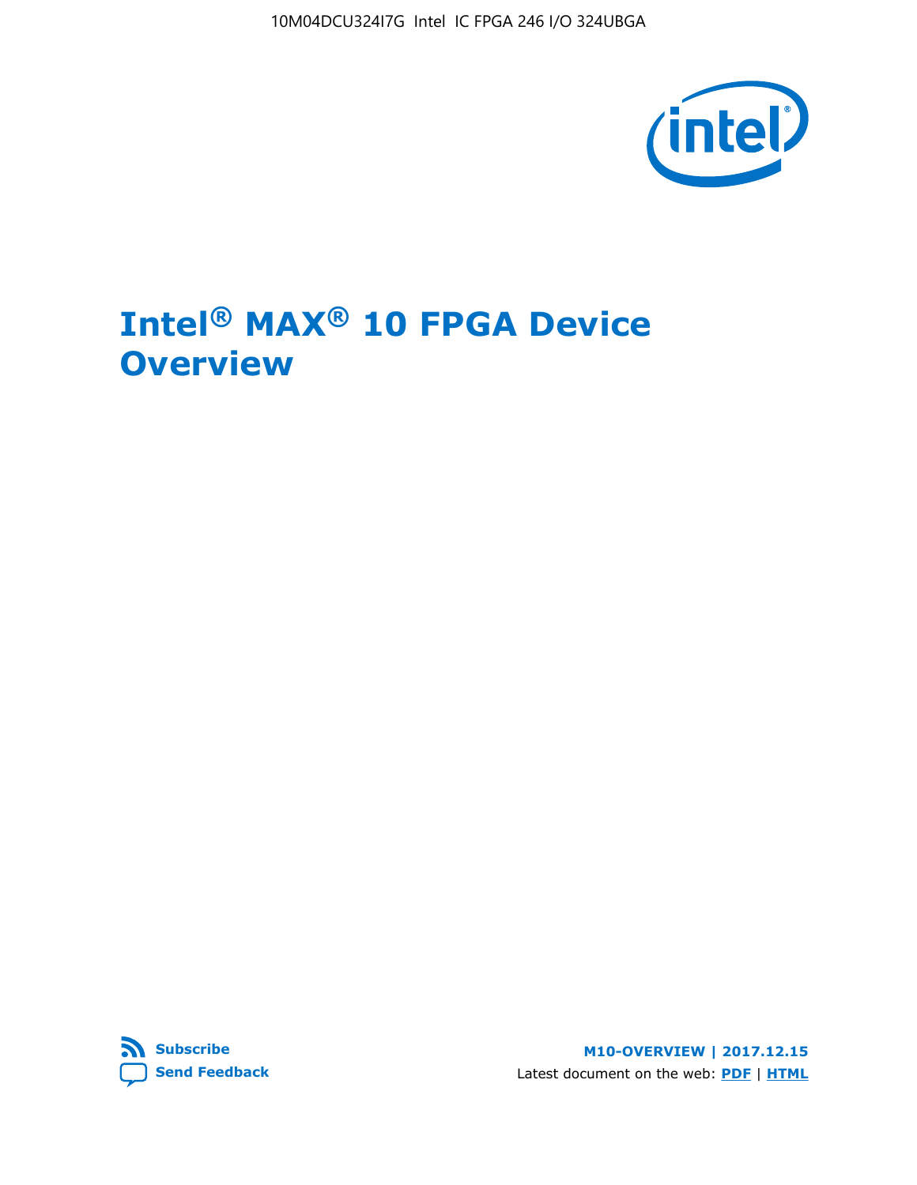# Intel® MAX® 10 FPGA Device Overview

Subscribe

Send Feedback

M10-OVERVIEW | 2017.12.15

Latest document on the web: PDF | HTML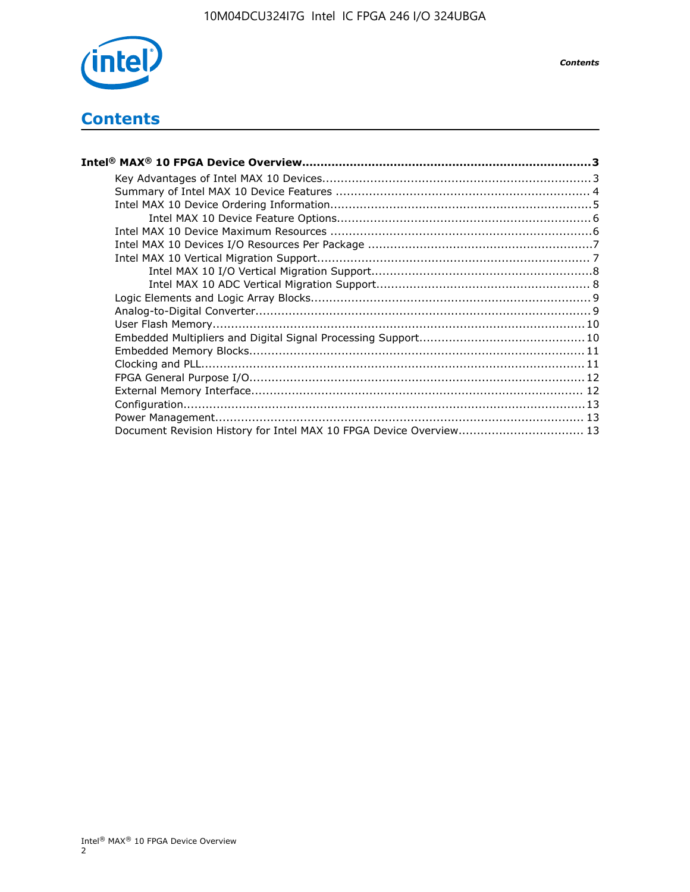# Contents

**Intel® MAX® 10 FPGA Device Overview....................................................................3**

- Key Advantages of Intel MAX 10 Devices........................................................................3
- Summary of Intel MAX 10 Device Features ......................................................................4
- Intel MAX 10 Device Ordering Information.......................................................................5
    - Intel MAX 10 Device Feature Options.......................................................................6
- Intel MAX 10 Device Maximum Resources .......................................................................6
- Intel MAX 10 Devices I/O Resources Per Package .............................................................7
- Intel MAX 10 Vertical Migration Support...........................................................................7
    - Intel MAX 10 I/O Vertical Migration Support..............................................................8
    - Intel MAX 10 ADC Vertical Migration Support............................................................8
- Logic Elements and Logic Array Blocks............................................................................9
- Analog-to-Digital Converter............................................................................................9
- User Flash Memory.....................................................................................................10
- Embedded Multipliers and Digital Signal Processing Support.............................................10
- Embedded Memory Blocks............................................................................................11
- Clocking and PLL.........................................................................................................11
- FPGA General Purpose I/O...........................................................................................12
- External Memory Interface...........................................................................................12
- Configuration..............................................................................................................13
- Power Management.....................................................................................................13
- Document Revision History for Intel MAX 10 FPGA Device Overview..................................13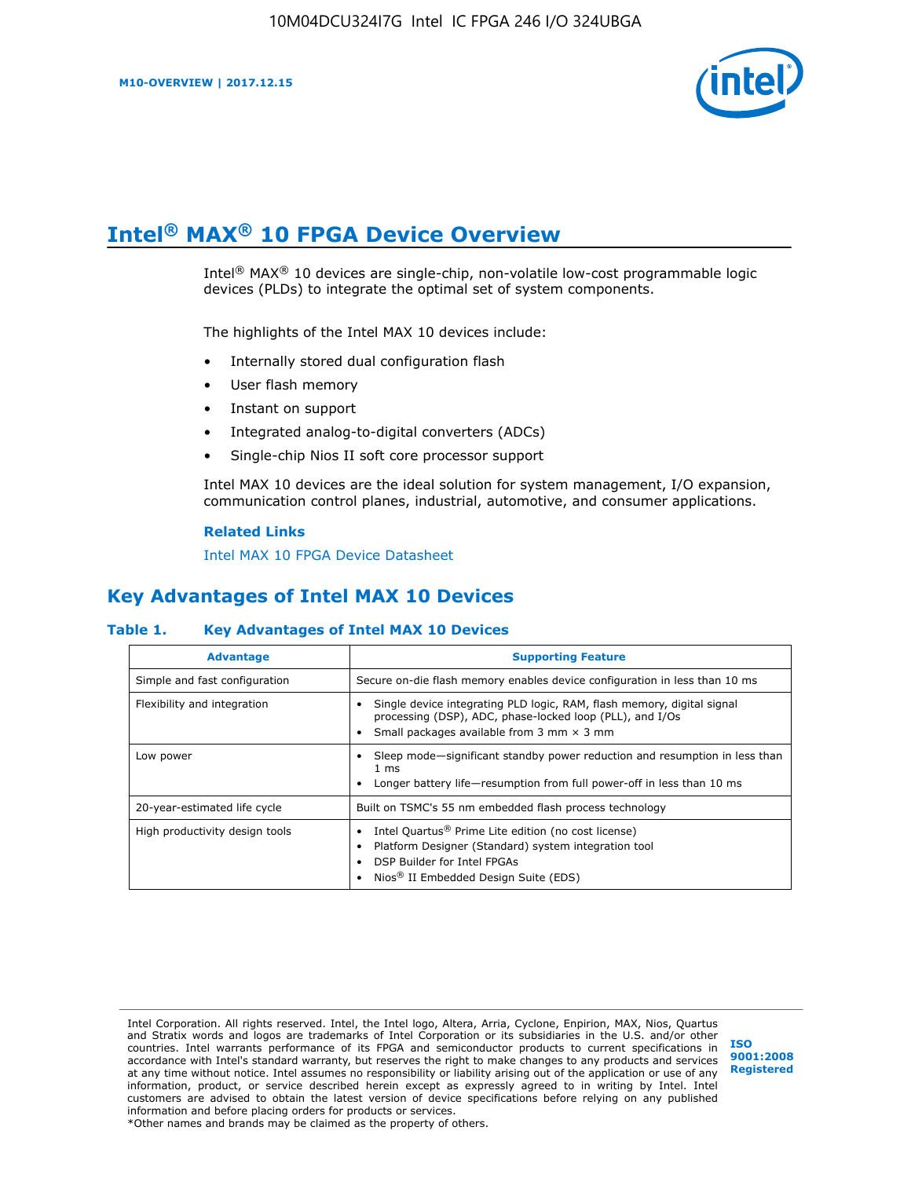# Intel® MAX® 10 FPGA Device Overview

Intel® MAX® 10 devices are single-chip, non-volatile low-cost programmable logic devices (PLDs) to integrate the optimal set of system components.

The highlights of the Intel MAX 10 devices include:

- Internally stored dual configuration flash
- User flash memory
- Instant on support
- Integrated analog-to-digital converters (ADCs)
- Single-chip Nios II soft core processor support

Intel MAX 10 devices are the ideal solution for system management, I/O expansion, communication control planes, industrial, automotive, and consumer applications.

**Related Links**

Intel MAX 10 FPGA Device Datasheet

## Key Advantages of Intel MAX 10 Devices

**Table 1. Key Advantages of Intel MAX 10 Devices**

| Advantage | Supporting Feature |
| --- | --- |
| Simple and fast configuration | Secure on-die flash memory enables device configuration in less than 10 ms |
| Flexibility and integration | • Single device integrating PLD logic, RAM, flash memory, digital signal processing (DSP), ADC, phase-locked loop (PLL), and I/Os<br>• Small packages available from 3 mm × 3 mm |
| Low power | • Sleep mode—significant standby power reduction and resumption in less than 1 ms<br>• Longer battery life—resumption from full power-off in less than 10 ms |
| 20-year-estimated life cycle | Built on TSMC's 55 nm embedded flash process technology |
| High productivity design tools | • Intel Quartus® Prime Lite edition (no cost license)<br>• Platform Designer (Standard) system integration tool<br>• DSP Builder for Intel FPGAs<br>• Nios® II Embedded Design Suite (EDS) |

Intel Corporation. All rights reserved. Intel, the Intel logo, Altera, Arria, Cyclone, Enpirion, MAX, Nios, Quartus and Stratix words and logos are trademarks of Intel Corporation or its subsidiaries in the U.S. and/or other countries. Intel warrants performance of its FPGA and semiconductor products to current specifications in accordance with Intel's standard warranty, but reserves the right to make changes to any products and services at any time without notice. Intel assumes no responsibility or liability arising out of the application or use of any information, product, or service described herein except as expressly agreed to in writing by Intel. Intel customers are advised to obtain the latest version of device specifications before relying on any published information and before placing orders for products or services.
*Other names and brands may be claimed as the property of others.

ISO 9001:2008 Registered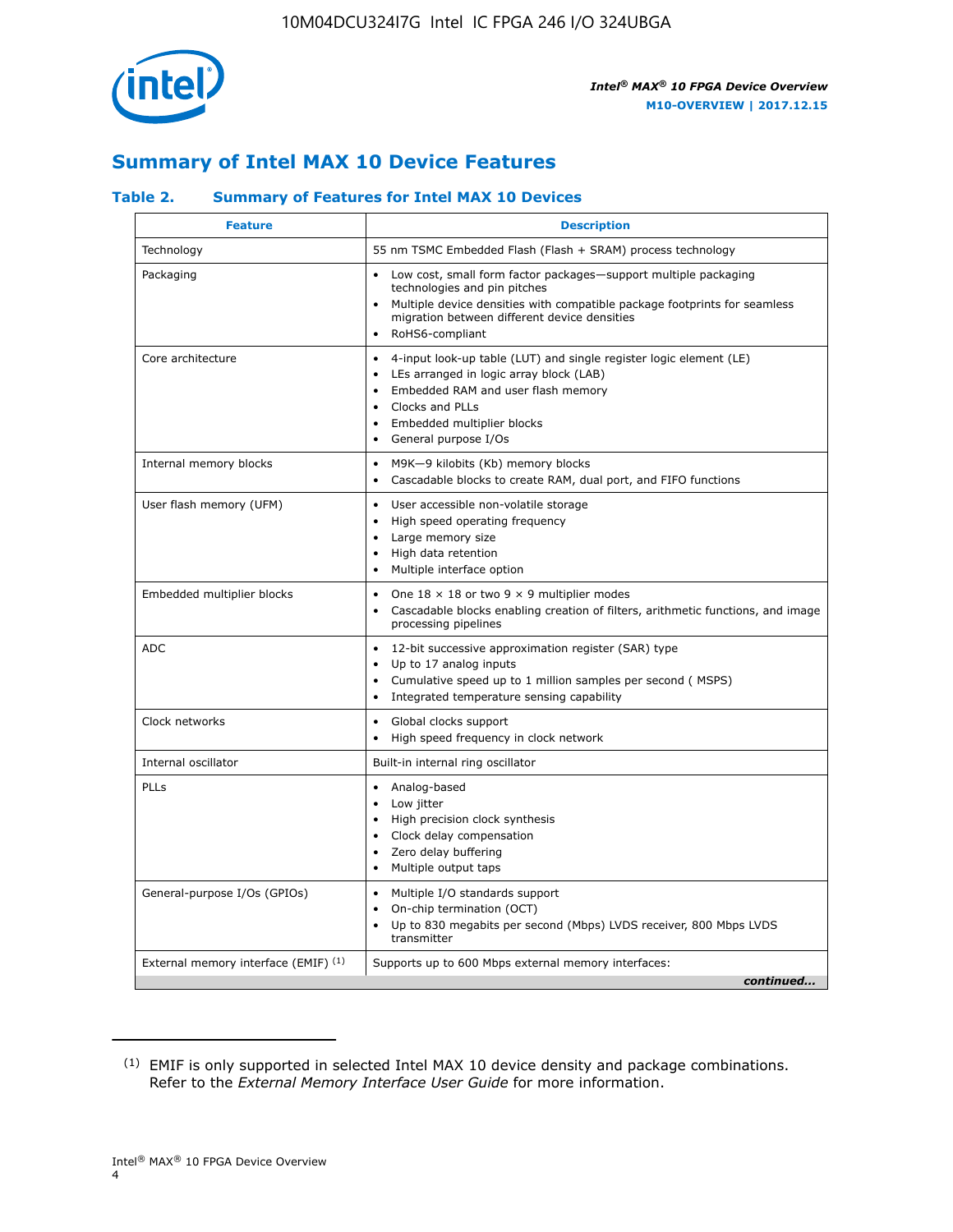## Summary of Intel MAX 10 Device Features

### Table 2. Summary of Features for Intel MAX 10 Devices

| Feature | Description |
|---|---|
| Technology | 55 nm TSMC Embedded Flash (Flash + SRAM) process technology |
| Packaging | • Low cost, small form factor packages—support multiple packaging technologies and pin pitches<br>• Multiple device densities with compatible package footprints for seamless migration between different device densities<br>• RoHS6-compliant |
| Core architecture | • 4-input look-up table (LUT) and single register logic element (LE)<br>• LEs arranged in logic array block (LAB)<br>• Embedded RAM and user flash memory<br>• Clocks and PLLs<br>• Embedded multiplier blocks<br>• General purpose I/Os |
| Internal memory blocks | • M9K—9 kilobits (Kb) memory blocks<br>• Cascadable blocks to create RAM, dual port, and FIFO functions |
| User flash memory (UFM) | • User accessible non-volatile storage<br>• High speed operating frequency<br>• Large memory size<br>• High data retention<br>• Multiple interface option |
| Embedded multiplier blocks | • One 18 × 18 or two 9 × 9 multiplier modes<br>• Cascadable blocks enabling creation of filters, arithmetic functions, and image processing pipelines |
| ADC | • 12-bit successive approximation register (SAR) type<br>• Up to 17 analog inputs<br>• Cumulative speed up to 1 million samples per second ( MSPS)<br>• Integrated temperature sensing capability |
| Clock networks | • Global clocks support<br>• High speed frequency in clock network |
| Internal oscillator | Built-in internal ring oscillator |
| PLLs | • Analog-based<br>• Low jitter<br>• High precision clock synthesis<br>• Clock delay compensation<br>• Zero delay buffering<br>• Multiple output taps |
| General-purpose I/Os (GPIOs) | • Multiple I/O standards support<br>• On-chip termination (OCT)<br>• Up to 830 megabits per second (Mbps) LVDS receiver, 800 Mbps LVDS transmitter |
| External memory interface (EMIF) [(1)] | Supports up to 600 Mbps external memory interfaces: |

*continued...*

(1) EMIF is only supported in selected Intel MAX 10 device density and package combinations. Refer to the *External Memory Interface User Guide* for more information.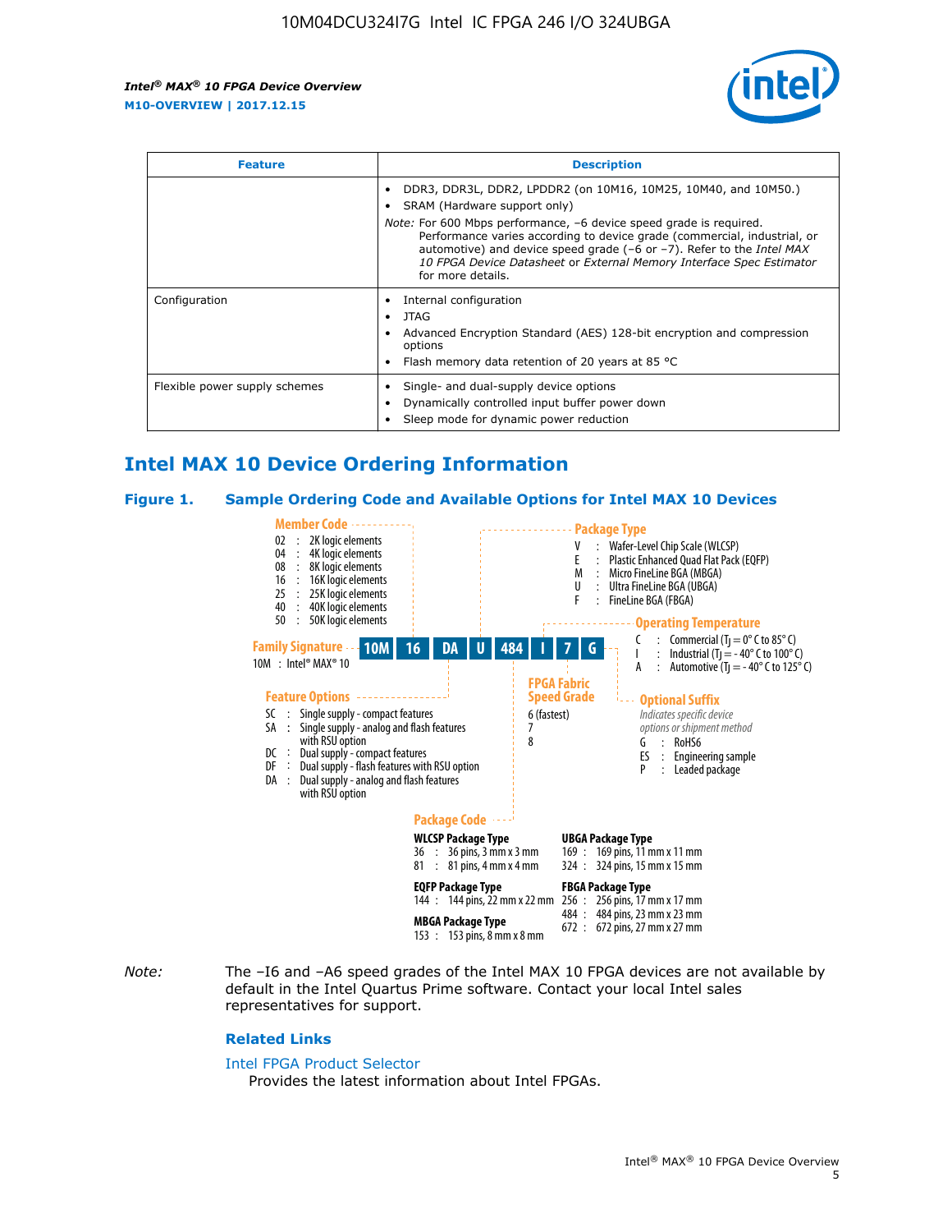| Feature | Description |
| --- | --- |
| | • DDR3, DDR3L, DDR2, LPDDR2 (on 10M16, 10M25, 10M40, and 10M50.)<br>• SRAM (Hardware support only)<br>*Note:* For 600 Mbps performance, –6 device speed grade is required. Performance varies according to device grade (commercial, industrial, or automotive) and device speed grade (–6 or –7). Refer to the *Intel MAX 10 FPGA Device Datasheet* or *External Memory Interface Spec Estimator* for more details. |
| Configuration | • Internal configuration<br>• JTAG<br>• Advanced Encryption Standard (AES) 128-bit encryption and compression options<br>• Flash memory data retention of 20 years at 85 °C |
| Flexible power supply schemes | • Single- and dual-supply device options<br>• Dynamically controlled input buffer power down<br>• Sleep mode for dynamic power reduction |

## Intel MAX 10 Device Ordering Information

### Figure 1. Sample Ordering Code and Available Options for Intel MAX 10 Devices

Sample ordering code: **10M 16 DA U 484 I 7 G**

**Family Signature**
10M : Intel® MAX® 10

**Member Code**
- 02 : 2K logic elements
- 04 : 4K logic elements
- 08 : 8K logic elements
- 16 : 16K logic elements
- 25 : 25K logic elements
- 40 : 40K logic elements
- 50 : 50K logic elements

**Feature Options**
- SC : Single supply - compact features
- SA : Single supply - analog and flash features with RSU option
- DC : Dual supply - compact features
- DF : Dual supply - flash features with RSU option
- DA : Dual supply - analog and flash features with RSU option

**Package Type**
- V : Wafer-Level Chip Scale (WLCSP)
- E : Plastic Enhanced Quad Flat Pack (EQFP)
- M : Micro FineLine BGA (MBGA)
- U : Ultra FineLine BGA (UBGA)
- F : FineLine BGA (FBGA)

**Package Code**

WLCSP Package Type
- 36 : 36 pins, 3 mm x 3 mm
- 81 : 81 pins, 4 mm x 4 mm

EQFP Package Type
- 144 : 144 pins, 22 mm x 22 mm

MBGA Package Type
- 153 : 153 pins, 8 mm x 8 mm

UBGA Package Type
- 169 : 169 pins, 11 mm x 11 mm
- 324 : 324 pins, 15 mm x 15 mm

FBGA Package Type
- 256 : 256 pins, 17 mm x 17 mm
- 484 : 484 pins, 23 mm x 23 mm
- 672 : 672 pins, 27 mm x 27 mm

**Operating Temperature**
- C : Commercial ($T_J$ = 0° C to 85° C)
- I : Industrial ($T_J$ = - 40° C to 100° C)
- A : Automotive ($T_J$ = - 40° C to 125° C)

**FPGA Fabric Speed Grade**
- 6 (fastest)
- 7
- 8

**Optional Suffix**
*Indicates specific device options or shipment method*
- G : RoHS6
- ES : Engineering sample
- P : Leaded package

*Note:* The –I6 and –A6 speed grades of the Intel MAX 10 FPGA devices are not available by default in the Intel Quartus Prime software. Contact your local Intel sales representatives for support.

#### Related Links

Intel FPGA Product Selector
Provides the latest information about Intel FPGAs.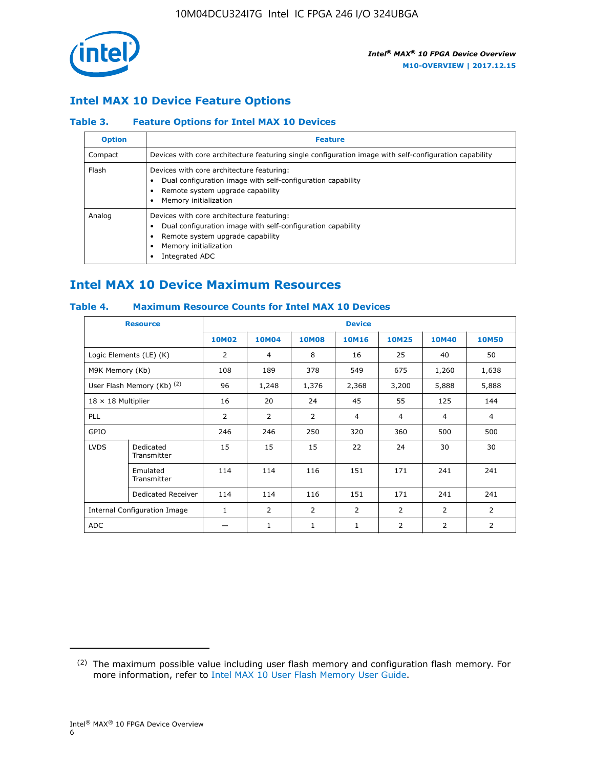## Intel MAX 10 Device Feature Options

### Table 3. Feature Options for Intel MAX 10 Devices

| Option | Feature |
|---|---|
| Compact | Devices with core architecture featuring single configuration image with self-configuration capability |
| Flash | Devices with core architecture featuring:<br>• Dual configuration image with self-configuration capability<br>• Remote system upgrade capability<br>• Memory initialization |
| Analog | Devices with core architecture featuring:<br>• Dual configuration image with self-configuration capability<br>• Remote system upgrade capability<br>• Memory initialization<br>• Integrated ADC |

## Intel MAX 10 Device Maximum Resources

### Table 4. Maximum Resource Counts for Intel MAX 10 Devices

| Resource | | Device | | | | | | |
|---|---|---|---|---|---|---|---|---|
| | | 10M02 | 10M04 | 10M08 | 10M16 | 10M25 | 10M40 | 10M50 |
| Logic Elements (LE) (K) | | 2 | 4 | 8 | 16 | 25 | 40 | 50 |
| M9K Memory (Kb) | | 108 | 189 | 378 | 549 | 675 | 1,260 | 1,638 |
| User Flash Memory (Kb) (2) | | 96 | 1,248 | 1,376 | 2,368 | 3,200 | 5,888 | 5,888 |
| 18 × 18 Multiplier | | 16 | 20 | 24 | 45 | 55 | 125 | 144 |
| PLL | | 2 | 2 | 2 | 4 | 4 | 4 | 4 |
| GPIO | | 246 | 246 | 250 | 320 | 360 | 500 | 500 |
| LVDS | Dedicated Transmitter | 15 | 15 | 15 | 22 | 24 | 30 | 30 |
| | Emulated Transmitter | 114 | 114 | 116 | 151 | 171 | 241 | 241 |
| | Dedicated Receiver | 114 | 114 | 116 | 151 | 171 | 241 | 241 |
| Internal Configuration Image | | 1 | 2 | 2 | 2 | 2 | 2 | 2 |
| ADC | | — | 1 | 1 | 1 | 2 | 2 | 2 |

(2) The maximum possible value including user flash memory and configuration flash memory. For more information, refer to Intel MAX 10 User Flash Memory User Guide.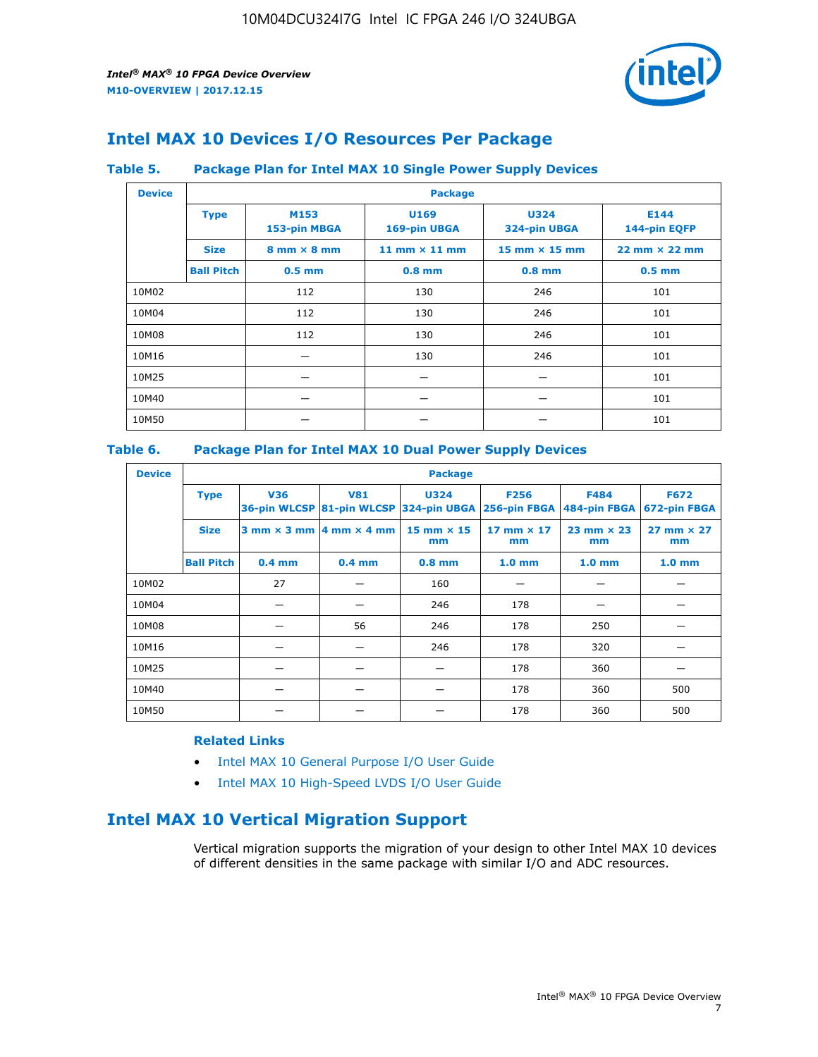## Intel MAX 10 Devices I/O Resources Per Package

### Table 5. Package Plan for Intel MAX 10 Single Power Supply Devices

| Device | Package | | | | |
|---|---|---|---|---|---|
| | **Type** | **M153 153-pin MBGA** | **U169 169-pin UBGA** | **U324 324-pin UBGA** | **E144 144-pin EQFP** |
| | **Size** | **8 mm × 8 mm** | **11 mm × 11 mm** | **15 mm × 15 mm** | **22 mm × 22 mm** |
| | **Ball Pitch** | **0.5 mm** | **0.8 mm** | **0.8 mm** | **0.5 mm** |
| 10M02 | | 112 | 130 | 246 | 101 |
| 10M04 | | 112 | 130 | 246 | 101 |
| 10M08 | | 112 | 130 | 246 | 101 |
| 10M16 | | — | 130 | 246 | 101 |
| 10M25 | | — | — | — | 101 |
| 10M40 | | — | — | — | 101 |
| 10M50 | | — | — | — | 101 |

### Table 6. Package Plan for Intel MAX 10 Dual Power Supply Devices

| Device | Package | | | | | | |
|---|---|---|---|---|---|---|---|
| | **Type** | **V36 36-pin WLCSP** | **V81 81-pin WLCSP** | **U324 324-pin UBGA** | **F256 256-pin FBGA** | **F484 484-pin FBGA** | **F672 672-pin FBGA** |
| | **Size** | **3 mm × 3 mm** | **4 mm × 4 mm** | **15 mm × 15 mm** | **17 mm × 17 mm** | **23 mm × 23 mm** | **27 mm × 27 mm** |
| | **Ball Pitch** | **0.4 mm** | **0.4 mm** | **0.8 mm** | **1.0 mm** | **1.0 mm** | **1.0 mm** |
| 10M02 | | 27 | — | 160 | — | — | — |
| 10M04 | | — | — | 246 | 178 | — | — |
| 10M08 | | — | 56 | 246 | 178 | 250 | — |
| 10M16 | | — | — | 246 | 178 | 320 | — |
| 10M25 | | — | — | — | 178 | 360 | — |
| 10M40 | | — | — | — | 178 | 360 | 500 |
| 10M50 | | — | — | — | 178 | 360 | 500 |

**Related Links**

- Intel MAX 10 General Purpose I/O User Guide
- Intel MAX 10 High-Speed LVDS I/O User Guide

## Intel MAX 10 Vertical Migration Support

Vertical migration supports the migration of your design to other Intel MAX 10 devices of different densities in the same package with similar I/O and ADC resources.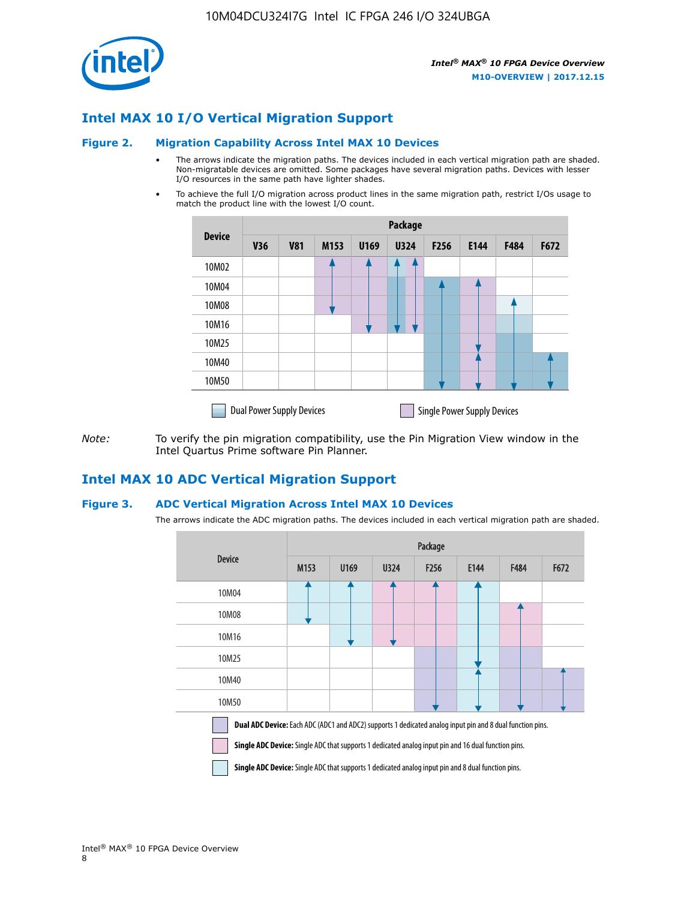## Intel MAX 10 I/O Vertical Migration Support

### Figure 2. Migration Capability Across Intel MAX 10 Devices

- The arrows indicate the migration paths. The devices included in each vertical migration path are shaded. Non-migratable devices are omitted. Some packages have several migration paths. Devices with lesser I/O resources in the same path have lighter shades.
- To achieve the full I/O migration across product lines in the same migration path, restrict I/Os usage to match the product line with the lowest I/O count.

| Device | Package | | | | | | | | |
|---|---|---|---|---|---|---|---|---|---|
| | V36 | V81 | M153 | U169 | U324 | F256 | E144 | F484 | F672 |
| 10M02 | | | | | | | | | |
| 10M04 | | | | | | | | | |
| 10M08 | | | | | | | | | |
| 10M16 | | | | | | | | | |
| 10M25 | | | | | | | | | |
| 10M40 | | | | | | | | | |
| 10M50 | | | | | | | | | |

Dual Power Supply Devices    Single Power Supply Devices

*Note:* To verify the pin migration compatibility, use the Pin Migration View window in the Intel Quartus Prime software Pin Planner.

## Intel MAX 10 ADC Vertical Migration Support

### Figure 3. ADC Vertical Migration Across Intel MAX 10 Devices

The arrows indicate the ADC migration paths. The devices included in each vertical migration path are shaded.

| Device | Package | | | | | | |
|---|---|---|---|---|---|---|---|
| | M153 | U169 | U324 | F256 | E144 | F484 | F672 |
| 10M04 | | | | | | | |
| 10M08 | | | | | | | |
| 10M16 | | | | | | | |
| 10M25 | | | | | | | |
| 10M40 | | | | | | | |
| 10M50 | | | | | | | |

**Dual ADC Device:** Each ADC (ADC1 and ADC2) supports 1 dedicated analog input pin and 8 dual function pins.

**Single ADC Device:** Single ADC that supports 1 dedicated analog input pin and 16 dual function pins.

**Single ADC Device:** Single ADC that supports 1 dedicated analog input pin and 8 dual function pins.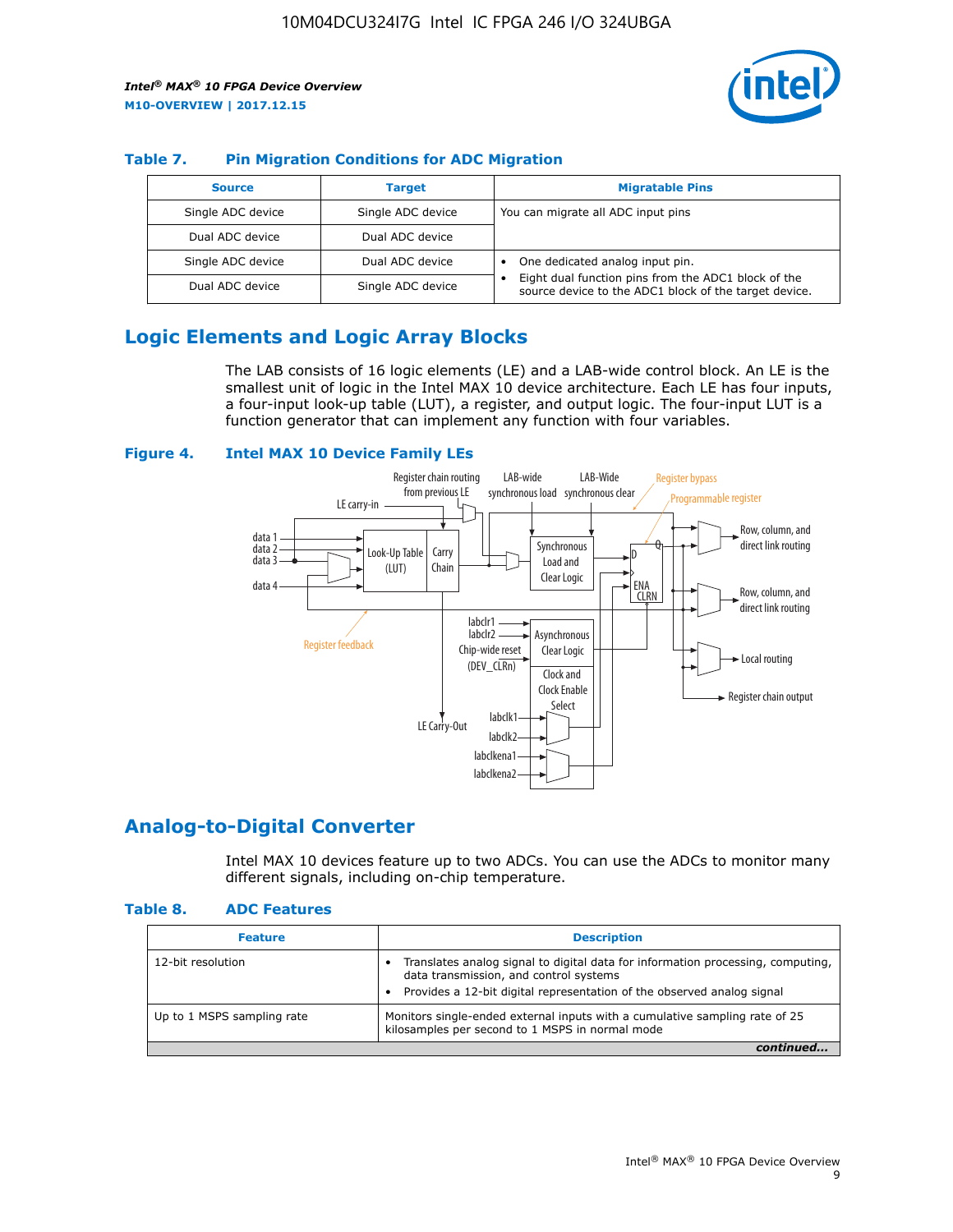### Table 7. Pin Migration Conditions for ADC Migration

| Source | Target | Migratable Pins |
| --- | --- | --- |
| Single ADC device | Single ADC device | You can migrate all ADC input pins |
| Dual ADC device | Dual ADC device | |
| Single ADC device | Dual ADC device | • One dedicated analog input pin. • Eight dual function pins from the ADC1 block of the source device to the ADC1 block of the target device. |
| Dual ADC device | Single ADC device | |

## Logic Elements and Logic Array Blocks

The LAB consists of 16 logic elements (LE) and a LAB-wide control block. An LE is the smallest unit of logic in the Intel MAX 10 device architecture. Each LE has four inputs, a four-input look-up table (LUT), a register, and output logic. The four-input LUT is a function generator that can implement any function with four variables.

### Figure 4. Intel MAX 10 Device Family LEs

## Analog-to-Digital Converter

Intel MAX 10 devices feature up to two ADCs. You can use the ADCs to monitor many different signals, including on-chip temperature.

### Table 8. ADC Features

| Feature | Description |
| --- | --- |
| 12-bit resolution | • Translates analog signal to digital data for information processing, computing, data transmission, and control systems • Provides a 12-bit digital representation of the observed analog signal |
| Up to 1 MSPS sampling rate | Monitors single-ended external inputs with a cumulative sampling rate of 25 kilosamples per second to 1 MSPS in normal mode |

*continued...*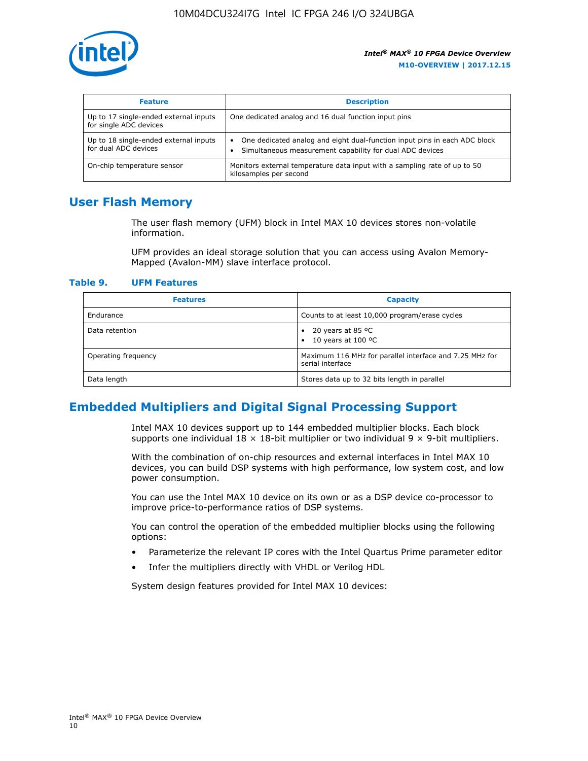| Feature | Description |
| --- | --- |
| Up to 17 single-ended external inputs for single ADC devices | One dedicated analog and 16 dual function input pins |
| Up to 18 single-ended external inputs for dual ADC devices | • One dedicated analog and eight dual-function input pins in each ADC block<br>• Simultaneous measurement capability for dual ADC devices |
| On-chip temperature sensor | Monitors external temperature data input with a sampling rate of up to 50 kilosamples per second |

## User Flash Memory

The user flash memory (UFM) block in Intel MAX 10 devices stores non-volatile information.

UFM provides an ideal storage solution that you can access using Avalon Memory-Mapped (Avalon-MM) slave interface protocol.

**Table 9. UFM Features**

| Features | Capacity |
| --- | --- |
| Endurance | Counts to at least 10,000 program/erase cycles |
| Data retention | • 20 years at 85 ºC<br>• 10 years at 100 ºC |
| Operating frequency | Maximum 116 MHz for parallel interface and 7.25 MHz for serial interface |
| Data length | Stores data up to 32 bits length in parallel |

## Embedded Multipliers and Digital Signal Processing Support

Intel MAX 10 devices support up to 144 embedded multiplier blocks. Each block supports one individual 18 × 18-bit multiplier or two individual 9 × 9-bit multipliers.

With the combination of on-chip resources and external interfaces in Intel MAX 10 devices, you can build DSP systems with high performance, low system cost, and low power consumption.

You can use the Intel MAX 10 device on its own or as a DSP device co-processor to improve price-to-performance ratios of DSP systems.

You can control the operation of the embedded multiplier blocks using the following options:

- Parameterize the relevant IP cores with the Intel Quartus Prime parameter editor
- Infer the multipliers directly with VHDL or Verilog HDL

System design features provided for Intel MAX 10 devices: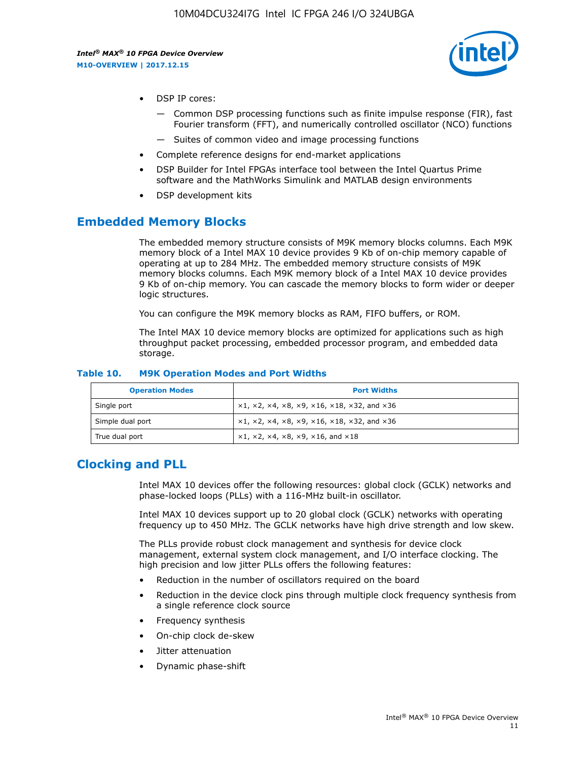- DSP IP cores:
  - Common DSP processing functions such as finite impulse response (FIR), fast Fourier transform (FFT), and numerically controlled oscillator (NCO) functions
  - Suites of common video and image processing functions
- Complete reference designs for end-market applications
- DSP Builder for Intel FPGAs interface tool between the Intel Quartus Prime software and the MathWorks Simulink and MATLAB design environments
- DSP development kits

## Embedded Memory Blocks

The embedded memory structure consists of M9K memory blocks columns. Each M9K memory block of a Intel MAX 10 device provides 9 Kb of on-chip memory capable of operating at up to 284 MHz. The embedded memory structure consists of M9K memory blocks columns. Each M9K memory block of a Intel MAX 10 device provides 9 Kb of on-chip memory. You can cascade the memory blocks to form wider or deeper logic structures.

You can configure the M9K memory blocks as RAM, FIFO buffers, or ROM.

The Intel MAX 10 device memory blocks are optimized for applications such as high throughput packet processing, embedded processor program, and embedded data storage.

**Table 10. M9K Operation Modes and Port Widths**

| Operation Modes | Port Widths |
| --- | --- |
| Single port | ×1, ×2, ×4, ×8, ×9, ×16, ×18, ×32, and ×36 |
| Simple dual port | ×1, ×2, ×4, ×8, ×9, ×16, ×18, ×32, and ×36 |
| True dual port | ×1, ×2, ×4, ×8, ×9, ×16, and ×18 |

## Clocking and PLL

Intel MAX 10 devices offer the following resources: global clock (GCLK) networks and phase-locked loops (PLLs) with a 116-MHz built-in oscillator.

Intel MAX 10 devices support up to 20 global clock (GCLK) networks with operating frequency up to 450 MHz. The GCLK networks have high drive strength and low skew.

The PLLs provide robust clock management and synthesis for device clock management, external system clock management, and I/O interface clocking. The high precision and low jitter PLLs offers the following features:

- Reduction in the number of oscillators required on the board
- Reduction in the device clock pins through multiple clock frequency synthesis from a single reference clock source
- Frequency synthesis
- On-chip clock de-skew
- Jitter attenuation
- Dynamic phase-shift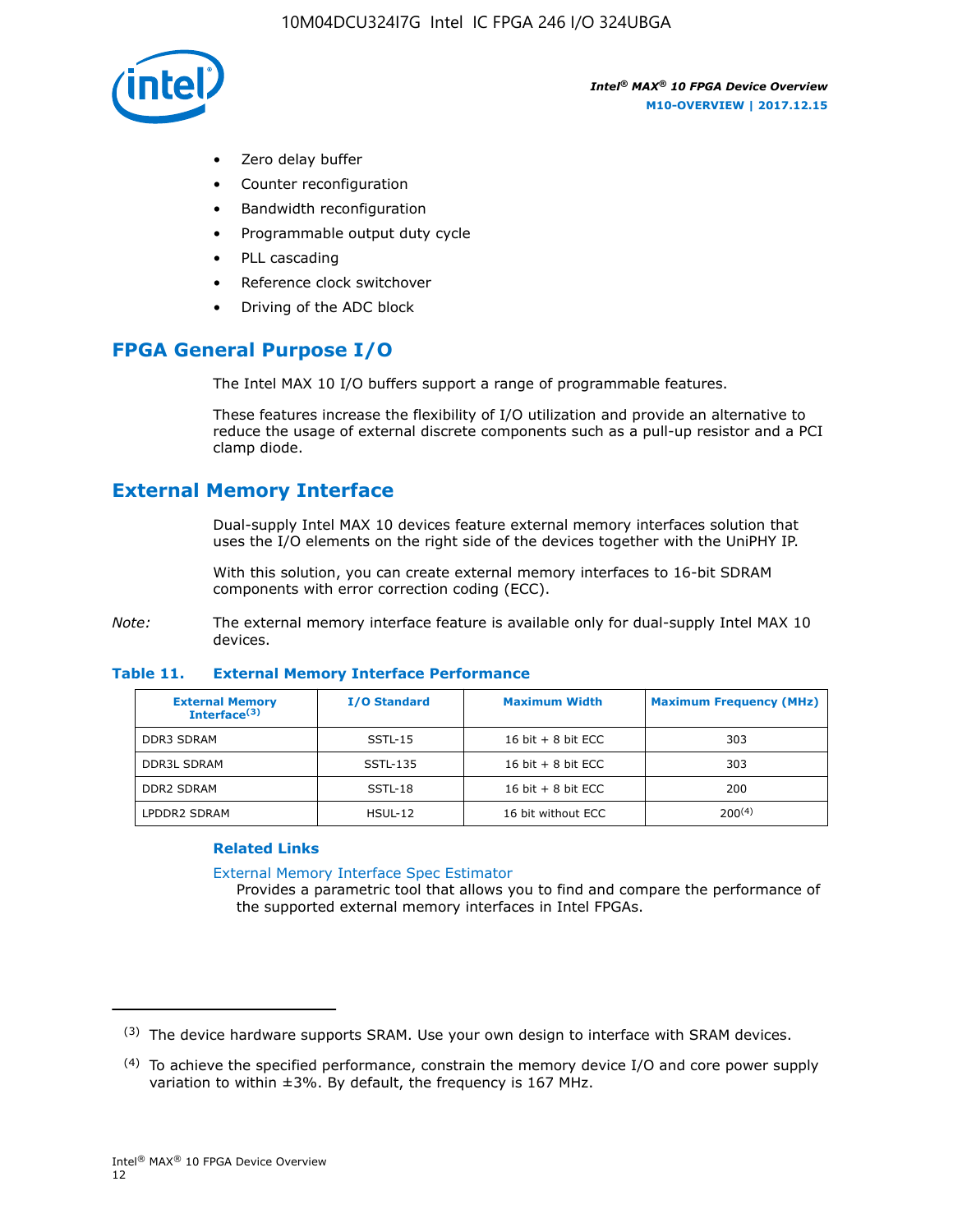- Zero delay buffer
- Counter reconfiguration
- Bandwidth reconfiguration
- Programmable output duty cycle
- PLL cascading
- Reference clock switchover
- Driving of the ADC block

## FPGA General Purpose I/O

The Intel MAX 10 I/O buffers support a range of programmable features.

These features increase the flexibility of I/O utilization and provide an alternative to reduce the usage of external discrete components such as a pull-up resistor and a PCI clamp diode.

## External Memory Interface

Dual-supply Intel MAX 10 devices feature external memory interfaces solution that uses the I/O elements on the right side of the devices together with the UniPHY IP.

With this solution, you can create external memory interfaces to 16-bit SDRAM components with error correction coding (ECC).

*Note:* The external memory interface feature is available only for dual-supply Intel MAX 10 devices.

**Table 11. External Memory Interface Performance**

| External Memory Interface[3] | I/O Standard | Maximum Width | Maximum Frequency (MHz) |
|---|---|---|---|
| DDR3 SDRAM | SSTL-15 | 16 bit + 8 bit ECC | 303 |
| DDR3L SDRAM | SSTL-135 | 16 bit + 8 bit ECC | 303 |
| DDR2 SDRAM | SSTL-18 | 16 bit + 8 bit ECC | 200 |
| LPDDR2 SDRAM | HSUL-12 | 16 bit without ECC | 200[4] |

### Related Links

External Memory Interface Spec Estimator
Provides a parametric tool that allows you to find and compare the performance of the supported external memory interfaces in Intel FPGAs.

---

(3) The device hardware supports SRAM. Use your own design to interface with SRAM devices.

(4) To achieve the specified performance, constrain the memory device I/O and core power supply variation to within ±3%. By default, the frequency is 167 MHz.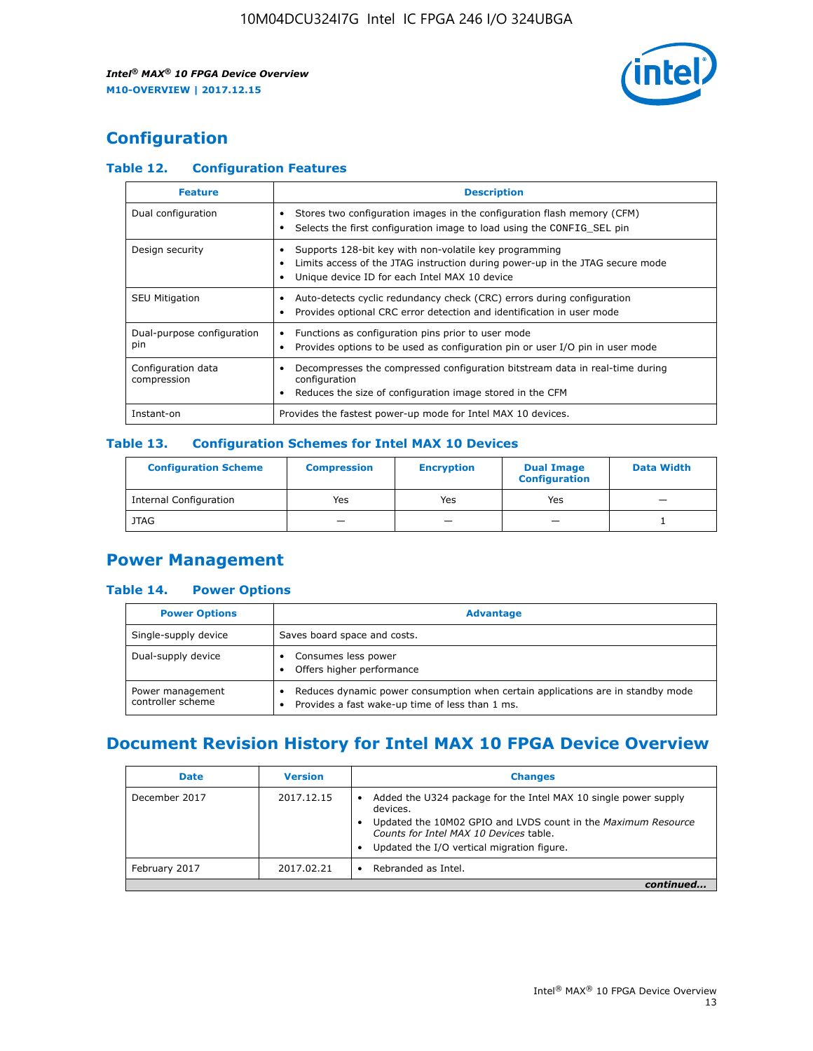## Configuration

### Table 12. Configuration Features

| Feature | Description |
| --- | --- |
| Dual configuration | • Stores two configuration images in the configuration flash memory (CFM)<br>• Selects the first configuration image to load using the CONFIG_SEL pin |
| Design security | • Supports 128-bit key with non-volatile key programming<br>• Limits access of the JTAG instruction during power-up in the JTAG secure mode<br>• Unique device ID for each Intel MAX 10 device |
| SEU Mitigation | • Auto-detects cyclic redundancy check (CRC) errors during configuration<br>• Provides optional CRC error detection and identification in user mode |
| Dual-purpose configuration pin | • Functions as configuration pins prior to user mode<br>• Provides options to be used as configuration pin or user I/O pin in user mode |
| Configuration data compression | • Decompresses the compressed configuration bitstream data in real-time during configuration<br>• Reduces the size of configuration image stored in the CFM |
| Instant-on | Provides the fastest power-up mode for Intel MAX 10 devices. |

### Table 13. Configuration Schemes for Intel MAX 10 Devices

| Configuration Scheme | Compression | Encryption | Dual Image Configuration | Data Width |
| --- | --- | --- | --- | --- |
| Internal Configuration | Yes | Yes | Yes | — |
| JTAG | — | — | — | 1 |

## Power Management

### Table 14. Power Options

| Power Options | Advantage |
| --- | --- |
| Single-supply device | Saves board space and costs. |
| Dual-supply device | • Consumes less power<br>• Offers higher performance |
| Power management controller scheme | • Reduces dynamic power consumption when certain applications are in standby mode<br>• Provides a fast wake-up time of less than 1 ms. |

## Document Revision History for Intel MAX 10 FPGA Device Overview

| Date | Version | Changes |
| --- | --- | --- |
| December 2017 | 2017.12.15 | • Added the U324 package for the Intel MAX 10 single power supply devices.<br>• Updated the 10M02 GPIO and LVDS count in the *Maximum Resource Counts for Intel MAX 10 Devices* table.<br>• Updated the I/O vertical migration figure. |
| February 2017 | 2017.02.21 | • Rebranded as Intel. |

*continued...*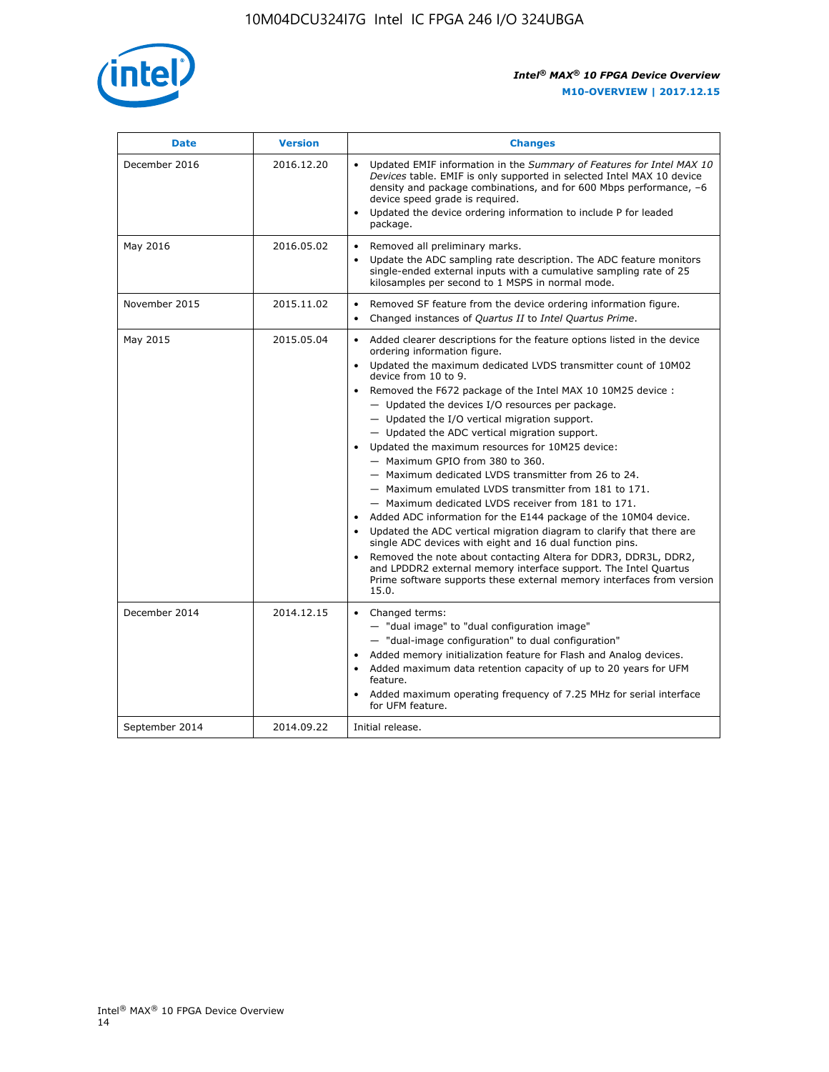| Date | Version | Changes |
|---|---|---|
| December 2016 | 2016.12.20 | • Updated EMIF information in the *Summary of Features for Intel MAX 10 Devices* table. EMIF is only supported in selected Intel MAX 10 device density and package combinations, and for 600 Mbps performance, –6 device speed grade is required.<br>• Updated the device ordering information to include P for leaded package. |
| May 2016 | 2016.05.02 | • Removed all preliminary marks.<br>• Update the ADC sampling rate description. The ADC feature monitors single-ended external inputs with a cumulative sampling rate of 25 kilosamples per second to 1 MSPS in normal mode. |
| November 2015 | 2015.11.02 | • Removed SF feature from the device ordering information figure.<br>• Changed instances of *Quartus II* to *Intel Quartus Prime*. |
| May 2015 | 2015.05.04 | • Added clearer descriptions for the feature options listed in the device ordering information figure.<br>• Updated the maximum dedicated LVDS transmitter count of 10M02 device from 10 to 9.<br>• Removed the F672 package of the Intel MAX 10 10M25 device :<br>— Updated the devices I/O resources per package.<br>— Updated the I/O vertical migration support.<br>— Updated the ADC vertical migration support.<br>• Updated the maximum resources for 10M25 device:<br>— Maximum GPIO from 380 to 360.<br>— Maximum dedicated LVDS transmitter from 26 to 24.<br>— Maximum emulated LVDS transmitter from 181 to 171.<br>— Maximum dedicated LVDS receiver from 181 to 171.<br>• Added ADC information for the E144 package of the 10M04 device.<br>• Updated the ADC vertical migration diagram to clarify that there are single ADC devices with eight and 16 dual function pins.<br>• Removed the note about contacting Altera for DDR3, DDR3L, DDR2, and LPDDR2 external memory interface support. The Intel Quartus Prime software supports these external memory interfaces from version 15.0. |
| December 2014 | 2014.12.15 | • Changed terms:<br>— "dual image" to "dual configuration image"<br>— "dual-image configuration" to dual configuration"<br>• Added memory initialization feature for Flash and Analog devices.<br>• Added maximum data retention capacity of up to 20 years for UFM feature.<br>• Added maximum operating frequency of 7.25 MHz for serial interface for UFM feature. |
| September 2014 | 2014.09.22 | Initial release. |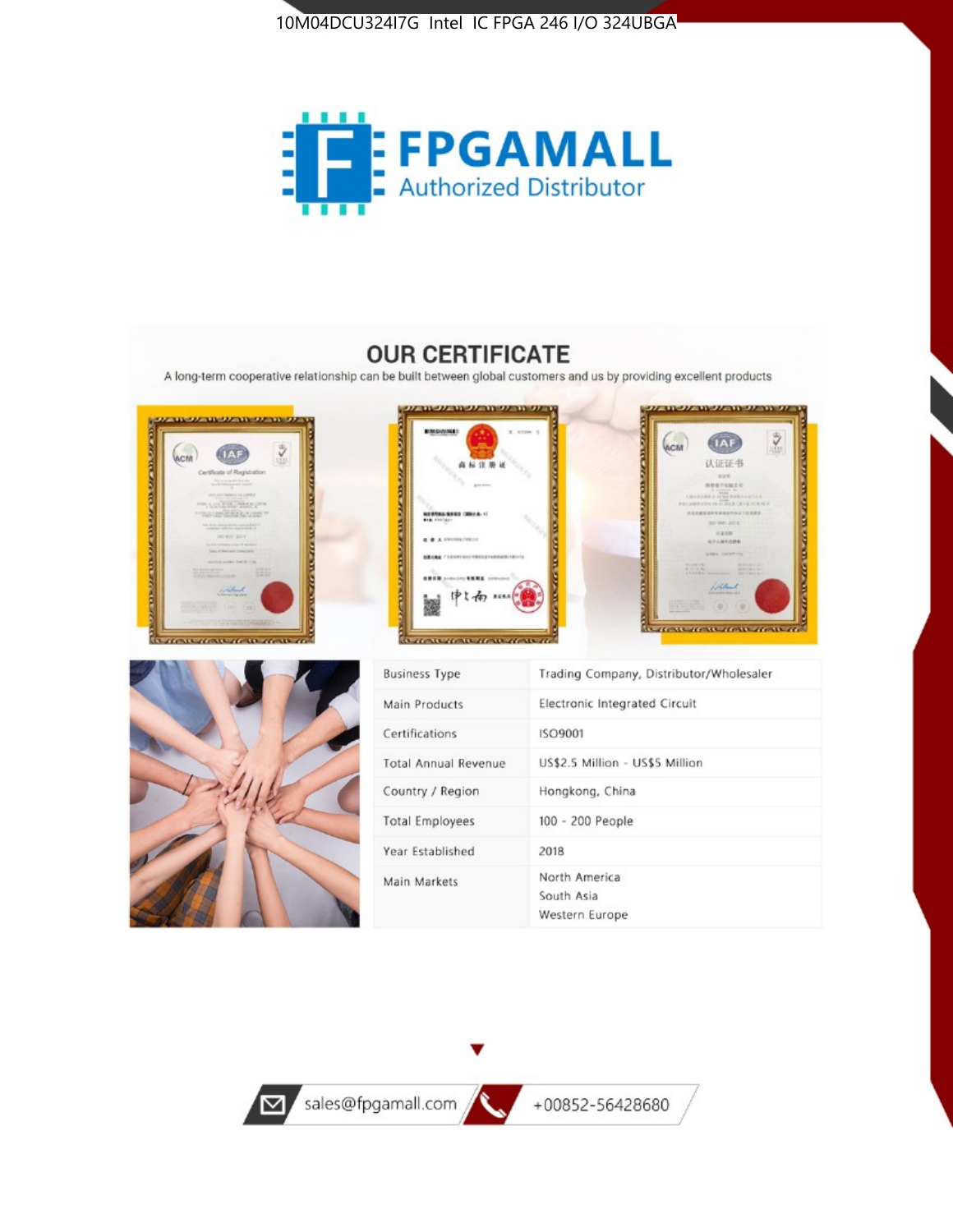FPGAMALL
Authorized Distributor

## OUR CERTIFICATE

A long-term cooperative relationship can be built between global customers and us by providing excellent products

| | |
|---|---|
| Business Type | Trading Company, Distributor/Wholesaler |
| Main Products | Electronic Integrated Circuit |
| Certifications | ISO9001 |
| Total Annual Revenue | US$2.5 Million - US$5 Million |
| Country / Region | Hongkong, China |
| Total Employees | 100 - 200 People |
| Year Established | 2018 |
| Main Markets | North America<br>South Asia<br>Western Europe |

sales@fpgamall.com

+00852-56428680